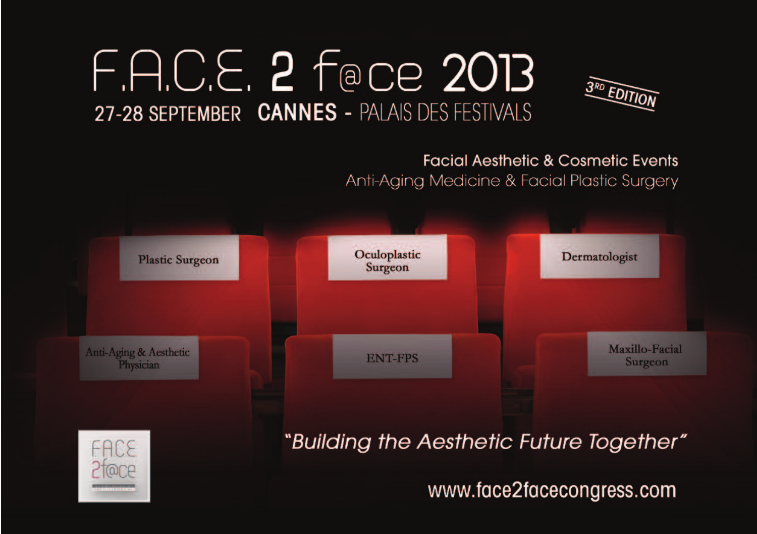# F.A.C.E. 2 f@ce 2013

## 27-28 SEPTEMBER CANNES - PALAIS DES FESTIVALS

3RD EDITION

**Facial Aesthetic & Cosmetic Events**

Anti-Aging Medicine & Facial Plastic Surgery

Plastic Surgeon

Oculoplastic Surgeon

Dermatologist

Anti-Aging & Aesthetic Physician

ENT-FPS

Maxillo-Facial Surgeon

*"Building the Aesthetic Future Together"*

www.face2facecongress.com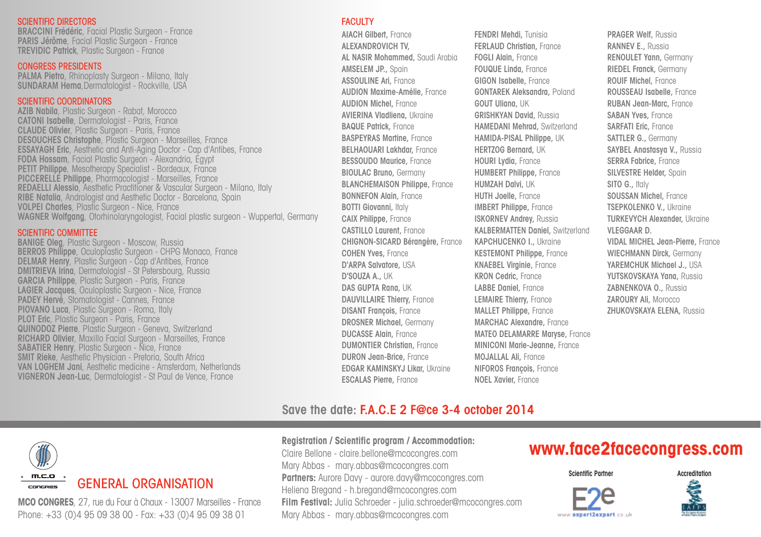## SCIENTIFIC DIRECTORS

**BRACCINI Frédéric**, Facial Plastic Surgeon - France
**PARIS Jérôme**, Facial Plastic Surgeon - France
**TREVIDIC Patrick**, Plastic Surgeon - France

## CONGRESS PRESIDENTS

**PALMA Pietro**, Rhinoplasty Surgeon - Milano, Italy
**SUNDARAM Hema**, Dermatologist - Rockville, USA

## SCIENTIFIC COORDINATORS

**AZIB Nabila**, Plastic Surgeon - Rabat, Morocco
**CATONI Isabelle**, Dermatologist - Paris, France
**CLAUDE Olivier**, Plastic Surgeon - Paris, France
**DESOUCHES Christophe**, Plastic Surgeon - Marseilles, France
**ESSAYAGH Eric**, Aesthetic and Anti-Aging Doctor - Cap d'Antibes, France
**FODA Hossam**, Facial Plastic Surgeon - Alexandria, Egypt
**PETIT Philippe**, Mesotherapy Specialist - Bordeaux, France
**PICCERELLE Philippe**, Pharmacologist - Marseilles, France
**REDAELLI Alessio**, Aesthetic Practitioner & Vascular Surgeon - Milano, Italy
**RIBE Natalia**, Andrologist and Aesthetic Doctor - Barcelona, Spain
**VOLPEI Charles**, Plastic Surgeon - Nice, France
**WAGNER Wolfgang**, Otorhinolaryngologist, Facial plastic surgeon - Wuppertal, Germany

## SCIENTIFIC COMMITTEE

**BANIGE Oleg**, Plastic Surgeon - Moscow, Russia
**BERROS Philippe**, Oculoplastic Surgeon - CHPG Monaco, France
**DELMAR Henry**, Plastic Surgeon - Cap d'Antibes, France
**DMITRIEVA Irina**, Dermatologist - St Petersbourg, Russia
**GARCIA Philippe**, Plastic Surgeon - Paris, France
**LAGIER Jacques**, Oculoplastic Surgeon - Nice, France
**PADEY Hervé**, Stomatologist - Cannes, France
**PIOVANO Luca**, Plastic Surgeon - Roma, Italy
**PLOT Eric**, Plastic Surgeon - Paris, France
**QUINODOZ Pierre**, Plastic Surgeon - Geneva, Switzerland
**RICHARD Olivier**, Maxillo Facial Surgeon - Marseilles, France
**SABATIER Henry**, Plastic Surgeon - Nice, France
**SMIT Rieke**, Aesthetic Physician - Pretoria, South Africa
**VAN LOGHEM Jani**, Aesthetic medicine - Amsterdam, Netherlands
**VIGNERON Jean-Luc**, Dermatologist - St Paul de Vence, France

## FACULTY

**AIACH Gilbert**, France
**ALEXANDROVICH TV**,
**AL NASIR Mohammed**, Saudi Arabia
**AMSELEM JP.**, Spain
**ASSOULINE Ari**, France
**AUDION Maxime-Amélie**, France
**AUDION Michel**, France
**AVIERINA Vladliena**, Ukraine
**BAQUE Patrick**, France
**BASPEYRAS Martine**, France
**BELHAOUARI Lakhdar**, France
**BESSOUDO Maurice**, France
**BIOULAC Bruno**, Germany
**BLANCHEMAISON Philippe**, France
**BONNEFON Alain**, France
**BOTTI Giovanni**, Italy
**CAIX Philippe**, France
**CASTILLO Laurent**, France
**CHIGNON-SICARD Bérangère**, France
**COHEN Yves**, France
**D'ARPA Salvatore**, USA
**D'SOUZA A.**, UK
**DAS GUPTA Rana**, UK
**DAUVILLAIRE Thierry**, France
**DISANT François**, France
**DROSNER Michael**, Germany
**DUCASSE Alain**, France
**DUMONTIER Christian**, France
**DURON Jean-Brice**, France
**EDGAR KAMINSKYJ Likar**, Ukraine
**ESCALAS Pierre**, France
**FENDRI Mehdi**, Tunisia
**FERLAUD Christian**, France
**FOGLI Alain**, France
**FOUQUE Linda**, France
**GIGON Isabelle**, France
**GONTAREK Aleksandra**, Poland
**GOUT Uliana**, UK
**GRISHKYAN David**, Russia
**HAMEDANI Mehrad**, Switzerland
**HAMIDA-PISAL Philippe**, UK
**HERTZOG Bernard**, UK
**HOURI Lydia**, France
**HUMBERT Philippe**, France
**HUMZAH Dalvi**, UK
**HUTH Joelle**, France
**IMBERT Philippe**, France
**ISKORNEV Andrey**, Russia
**KALBERMATTEN Daniel**, Switzerland
**KAPCHUCENKO I.**, Ukraine
**KESTEMONT Philippe**, France
**KNAEBEL Virginie**, France
**KRON Cedric**, France
**LABBE Daniel**, France
**LEMAIRE Thierry**, France
**MALLET Philippe**, France
**MARCHAC Alexandre**, France
**MATEO DELAMARRE Maryse**, France
**MINICONI Marie-Jeanne**, France
**MOJALLAL Ali**, France
**NIFOROS François**, France
**NOEL Xavier**, France
**PRAGER Welf**, Russia
**RANNEV E.**, Russia
**RENOULET Yann**, Germany
**RIEDEL Franck**, Germany
**ROUIF Michel**, France
**ROUSSEAU Isabelle**, France
**RUBAN Jean-Marc**, France
**SABAN Yves**, France
**SARFATI Eric**, France
**SATTLER G.**, Germany
**SAYBEL Anastasya V.**, Russia
**SERRA Fabrice**, France
**SILVESTRE Helder**, Spain
**SITO G.**, Italy
**SOUSSAN Michel**, France
**TSEPKOLENKO V.**, Ukraine
**TURKEVYCH Alexander**, Ukraine
**VLEGGAAR D.**
**VIDAL MICHEL Jean-Pierre**, France
**WIECHMANN Dirck**, Germany
**YAREMCHUK Michael J.**, USA
**YUTSKOVSKAYA Yana**, Russia
**ZABNENKOVA O.**, Russia
**ZAROURY Ali**, Morocco
**ZHUKOVSKAYA ELENA**, Russia

**Save the date: F.A.C.E 2 F@ce 3-4 october 2014**

## GENERAL ORGANISATION

m.c.o congres

**MCO CONGRES**, 27, rue du Four à Chaux - 13007 Marseille - France
Phone: +33 (0)4 95 09 38 00 - Fax: +33 (0)4 95 09 38 01

**Registration / Scientific program / Accommodation:**
Claire Bellone - claire.bellone@mcocongres.com
Mary Abbas - mary.abbas@mcocongres.com
**Partners:** Aurore Davy - aurore.davy@mcocongres.com
Heliena Bregand - h.bregand@mcocongres.com
**Film Festival:** Julia Schroeder - julia.schroeder@mcocongres.com
Mary Abbas - mary.abbas@mcocongres.com

**www.face2facecongress.com**

Scientific Partner: E2e – www.expert2expert.co.uk

Accreditation: EAFPS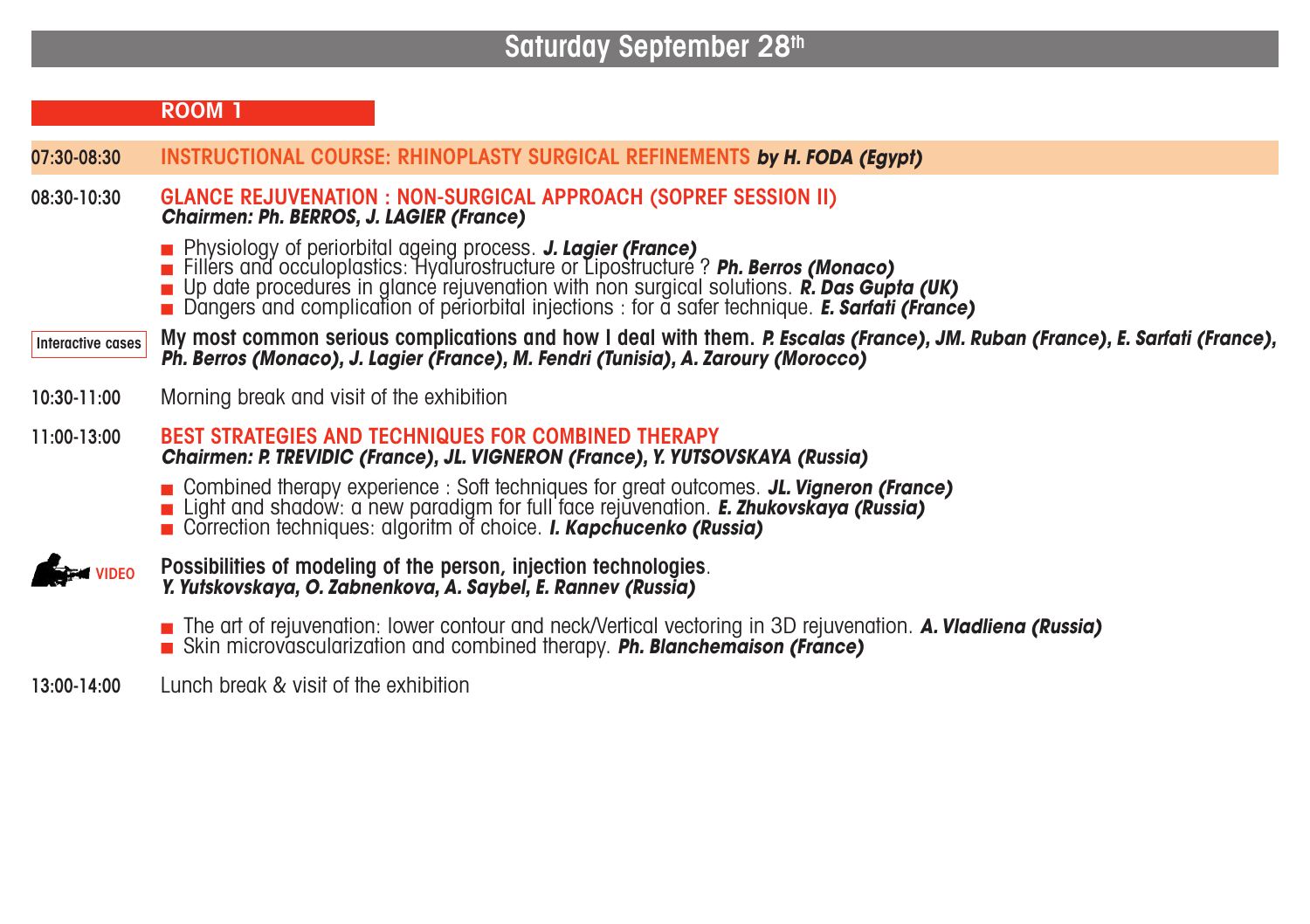# Saturday September 28th

## ROOM 1

**07:30-08:30** INSTRUCTIONAL COURSE: RHINOPLASTY SURGICAL REFINEMENTS ***by H. FODA (Egypt)***

**08:30-10:30** GLANCE REJUVENATION : NON-SURGICAL APPROACH (SOPREF SESSION II)
***Chairmen: Ph. BERROS, J. LAGIER (France)***

- Physiology of periorbital ageing process. ***J. Lagier (France)***
- Fillers and occuloplastics: Hyalurostructure or Lipostructure ? ***Ph. Berros (Monaco)***
- Up date procedures in glance rejuvenation with non surgical solutions. ***R. Das Gupta (UK)***
- Dangers and complication of periorbital injections : for a safer technique. ***E. Sarfati (France)***

Interactive cases **My most common serious complications and how I deal with them.** ***P. Escalas (France), JM. Ruban (France), E. Sarfati (France), Ph. Berros (Monaco), J. Lagier (France), M. Fendri (Tunisia), A. Zaroury (Morocco)***

**10:30-11:00** Morning break and visit of the exhibition

**11:00-13:00** BEST STRATEGIES AND TECHNIQUES FOR COMBINED THERAPY
***Chairmen: P. TREVIDIC (France), JL. VIGNERON (France), Y. YUTSOVSKAYA (Russia)***

- Combined therapy experience : Soft techniques for great outcomes. ***JL. Vigneron (France)***
- Light and shadow: a new paradigm for full face rejuvenation. ***E. Zhukovskaya (Russia)***
- Correction techniques: algoritm of choice. ***I. Kapchucenko (Russia)***

VIDEO **Possibilities of modeling of the person, injection technologies**.
***Y. Yutskovskaya, O. Zabnenkova, A. Saybel, E. Rannev (Russia)***

- The art of rejuvenation: lower contour and neck/Vertical vectoring in 3D rejuvenation. ***A. Vladliena (Russia)***
- Skin microvascularization and combined therapy. ***Ph. Blanchemaison (France)***

**13:00-14:00** Lunch break & visit of the exhibition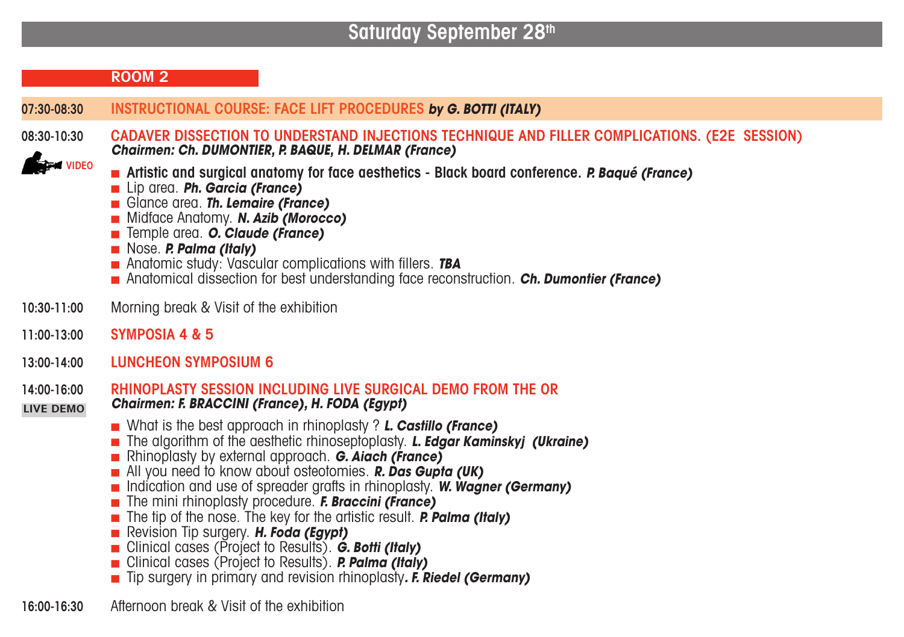# Saturday September 28th

## ROOM 2

**07:30-08:30** INSTRUCTIONAL COURSE: FACE LIFT PROCEDURES ***by G. BOTTI (ITALY)***

**08:30-10:30** CADAVER DISSECTION TO UNDERSTAND INJECTIONS TECHNIQUE AND FILLER COMPLICATIONS. (E2E SESSION)
***Chairmen: Ch. DUMONTIER, P. BAQUE, H. DELMAR (France)***

VIDEO

- **Artistic and surgical anatomy for face aesthetics - Black board conference.** ***P. Baqué (France)***
- Lip area. ***Ph. Garcia (France)***
- Glance area. ***Th. Lemaire (France)***
- Midface Anatomy. ***N. Azib (Morocco)***
- Temple area. ***O. Claude (France)***
- Nose. ***P. Palma (Italy)***
- Anatomic study: Vascular complications with fillers. ***TBA***
- Anatomical dissection for best understanding face reconstruction. ***Ch. Dumontier (France)***

**10:30-11:00** Morning break & Visit of the exhibition

**11:00-13:00** SYMPOSIA 4 & 5

**13:00-14:00** LUNCHEON SYMPOSIUM 6

**14:00-16:00** RHINOPLASTY SESSION INCLUDING LIVE SURGICAL DEMO FROM THE OR
***Chairmen: F. BRACCINI (France), H. FODA (Egypt)***

LIVE DEMO

- What is the best approach in rhinoplasty ? ***L. Castillo (France)***
- The algorithm of the aesthetic rhinoseptoplasty. ***L. Edgar Kaminskyj (Ukraine)***
- Rhinoplasty by external approach. ***G. Aiach (France)***
- All you need to know about osteotomies. ***R. Das Gupta (UK)***
- Indication and use of spreader grafts in rhinoplasty. ***W. Wagner (Germany)***
- The mini rhinoplasty procedure. ***F. Braccini (France)***
- The tip of the nose. The key for the artistic result. ***P. Palma (Italy)***
- Revision Tip surgery. ***H. Foda (Egypt)***
- Clinical cases (Project to Results). ***G. Botti (Italy)***
- Clinical cases (Project to Results). ***P. Palma (Italy)***
- Tip surgery in primary and revision rhinoplasty***. F. Riedel (Germany)***

**16:00-16:30** Afternoon break & Visit of the exhibition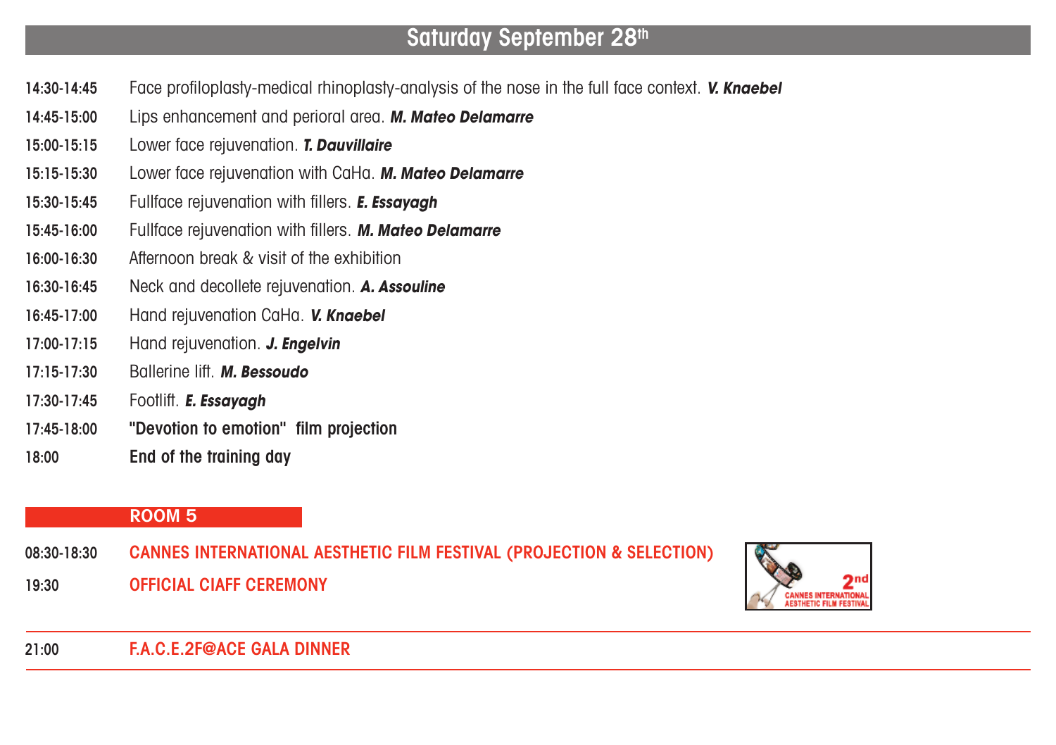## Saturday September 28th

14:30-14:45 Face profiloplasty-medical rhinoplasty-analysis of the nose in the full face context. ***V. Knaebel***

14:45-15:00 Lips enhancement and perioral area. ***M. Mateo Delamarre***

15:00-15:15 Lower face rejuvenation. ***T. Dauvillaire***

15:15-15:30 Lower face rejuvenation with CaHa. ***M. Mateo Delamarre***

15:30-15:45 Fullface rejuvenation with fillers. ***E. Essayagh***

15:45-16:00 Fullface rejuvenation with fillers. ***M. Mateo Delamarre***

16:00-16:30 Afternoon break & visit of the exhibition

16:30-16:45 Neck and decollete rejuvenation. ***A. Assouline***

16:45-17:00 Hand rejuvenation CaHa. ***V. Knaebel***

17:00-17:15 Hand rejuvenation. ***J. Engelvin***

17:15-17:30 Ballerine lift. ***M. Bessoudo***

17:30-17:45 Footlift. ***E. Essayagh***

17:45-18:00 **"Devotion to emotion" film projection**

18:00 **End of the training day**

### ROOM 5

08:30-18:30 CANNES INTERNATIONAL AESTHETIC FILM FESTIVAL (PROJECTION & SELECTION)

19:30 OFFICIAL CIAFF CEREMONY

2nd CANNES INTERNATIONAL AESTHETIC FILM FESTIVAL

---

21:00 F.A.C.E.2F@ACE GALA DINNER